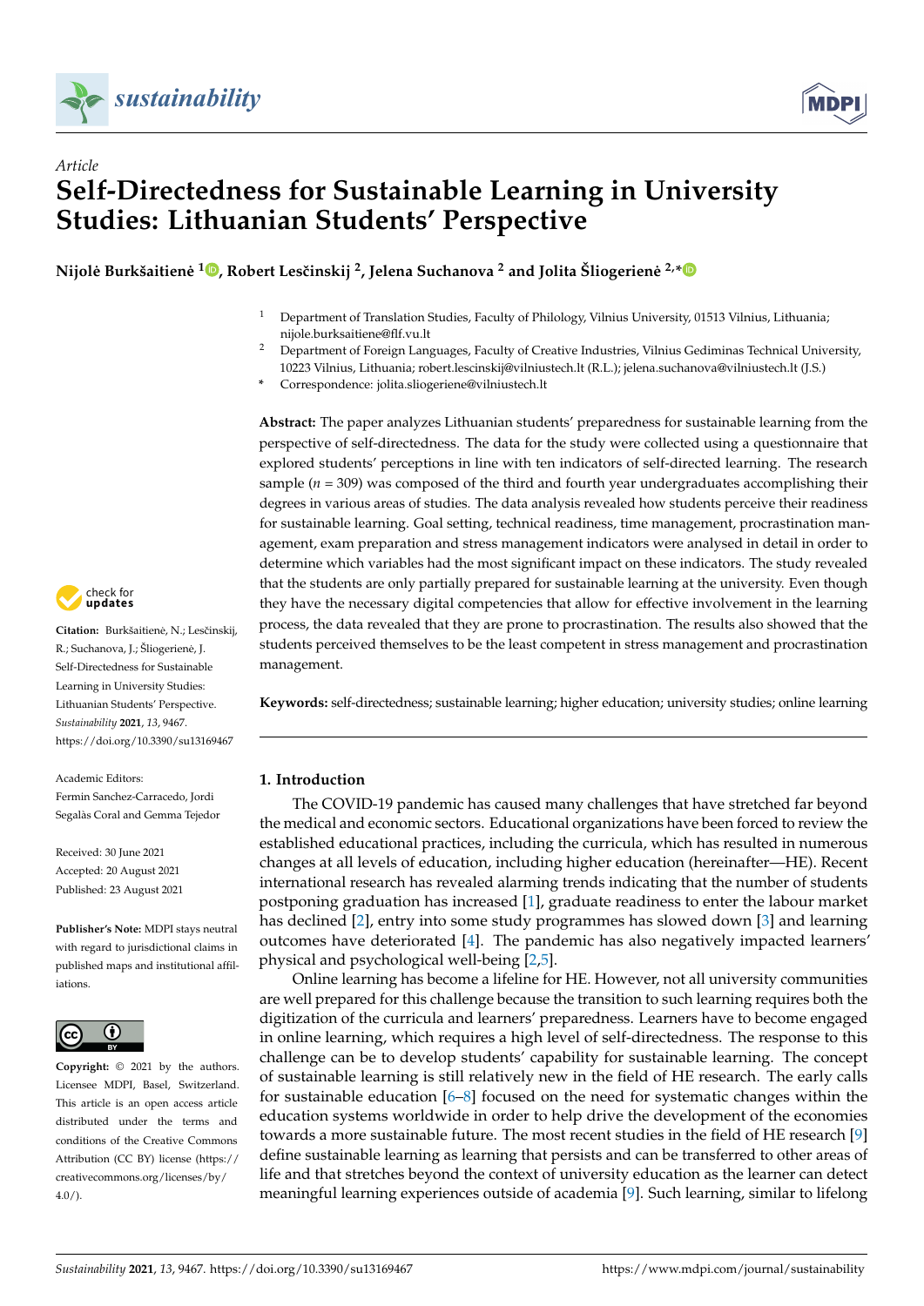*Article*

# Self-Directedness for Sustainable Learning in University Studies: Lithuanian Students' Perspective

**Nijolė Burkšaitienė [1], Robert Lesčinskij [2], Jelena Suchanova [2] and Jolita Šliogerienė [2,*]**

[1] Department of Translation Studies, Faculty of Philology, Vilnius University, 01513 Vilnius, Lithuania; nijole.burksaitiene@flf.vu.lt

[2] Department of Foreign Languages, Faculty of Creative Industries, Vilnius Gediminas Technical University, 10223 Vilnius, Lithuania; robert.lescinskij@vilniustech.lt (R.L.); jelena.suchanova@vilniustech.lt (J.S.)

\* Correspondence: jolita.sliogeriene@vilniustech.lt

**Abstract:** The paper analyzes Lithuanian students' preparedness for sustainable learning from the perspective of self-directedness. The data for the study were collected using a questionnaire that explored students' perceptions in line with ten indicators of self-directed learning. The research sample ($n = 309$) was composed of the third and fourth year undergraduates accomplishing their degrees in various areas of studies. The data analysis revealed how students perceive their readiness for sustainable learning. Goal setting, technical readiness, time management, procrastination management, exam preparation and stress management indicators were analysed in detail in order to determine which variables had the most significant impact on these indicators. The study revealed that the students are only partially prepared for sustainable learning at the university. Even though they have the necessary digital competencies that allow for effective involvement in the learning process, the data revealed that they are prone to procrastination. The results also showed that the students perceived themselves to be the least competent in stress management and procrastination management.

**Keywords:** self-directedness; sustainable learning; higher education; university studies; online learning

**Citation:** Burkšaitienė, N.; Lesčinskij, R.; Suchanova, J.; Šliogerienė, J. Self-Directedness for Sustainable Learning in University Studies: Lithuanian Students' Perspective. *Sustainability* **2021**, *13*, 9467. https://doi.org/10.3390/su13169467

Academic Editors: Fermin Sanchez-Carracedo, Jordi Segalàs Coral and Gemma Tejedor

Received: 30 June 2021
Accepted: 20 August 2021
Published: 23 August 2021

**Publisher's Note:** MDPI stays neutral with regard to jurisdictional claims in published maps and institutional affiliations.

**Copyright:** © 2021 by the authors. Licensee MDPI, Basel, Switzerland. This article is an open access article distributed under the terms and conditions of the Creative Commons Attribution (CC BY) license (https://creativecommons.org/licenses/by/4.0/).

## 1. Introduction

The COVID-19 pandemic has caused many challenges that have stretched far beyond the medical and economic sectors. Educational organizations have been forced to review the established educational practices, including the curricula, which has resulted in numerous changes at all levels of education, including higher education (hereinafter—HE). Recent international research has revealed alarming trends indicating that the number of students postponing graduation has increased [1], graduate readiness to enter the labour market has declined [2], entry into some study programmes has slowed down [3] and learning outcomes have deteriorated [4]. The pandemic has also negatively impacted learners' physical and psychological well-being [2,5].

Online learning has become a lifeline for HE. However, not all university communities are well prepared for this challenge because the transition to such learning requires both the digitization of the curricula and learners' preparedness. Learners have to become engaged in online learning, which requires a high level of self-directedness. The response to this challenge can be to develop students' capability for sustainable learning. The concept of sustainable learning is still relatively new in the field of HE research. The early calls for sustainable education [6–8] focused on the need for systematic changes within the education systems worldwide in order to help drive the development of the economies towards a more sustainable future. The most recent studies in the field of HE research [9] define sustainable learning as learning that persists and can be transferred to other areas of life and that stretches beyond the context of university education as the learner can detect meaningful learning experiences outside of academia [9]. Such learning, similar to lifelong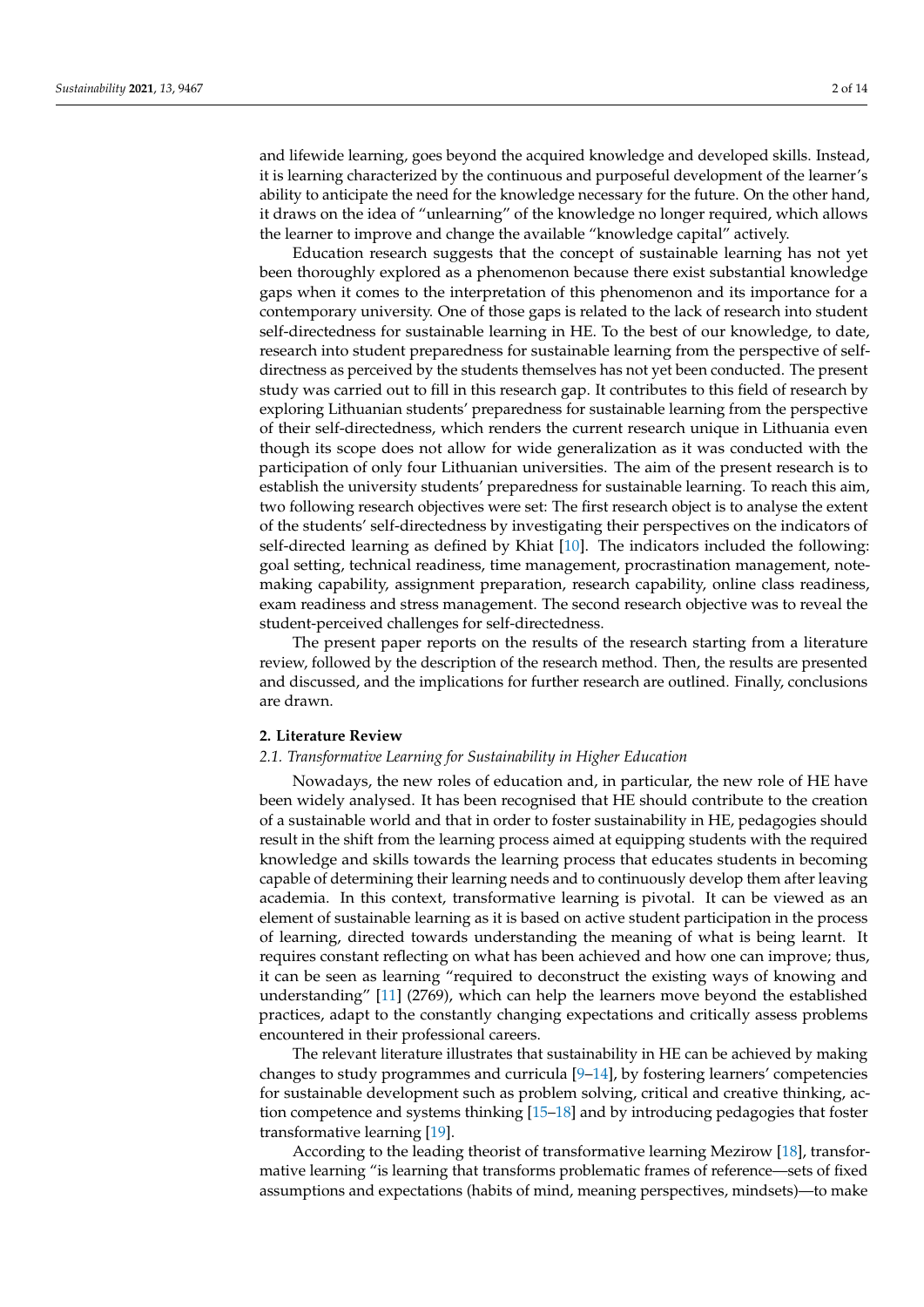and lifewide learning, goes beyond the acquired knowledge and developed skills. Instead, it is learning characterized by the continuous and purposeful development of the learner's ability to anticipate the need for the knowledge necessary for the future. On the other hand, it draws on the idea of "unlearning" of the knowledge no longer required, which allows the learner to improve and change the available "knowledge capital" actively.

Education research suggests that the concept of sustainable learning has not yet been thoroughly explored as a phenomenon because there exist substantial knowledge gaps when it comes to the interpretation of this phenomenon and its importance for a contemporary university. One of those gaps is related to the lack of research into student self-directedness for sustainable learning in HE. To the best of our knowledge, to date, research into student preparedness for sustainable learning from the perspective of self-directness as perceived by the students themselves has not yet been conducted. The present study was carried out to fill in this research gap. It contributes to this field of research by exploring Lithuanian students' preparedness for sustainable learning from the perspective of their self-directedness, which renders the current research unique in Lithuania even though its scope does not allow for wide generalization as it was conducted with the participation of only four Lithuanian universities. The aim of the present research is to establish the university students' preparedness for sustainable learning. To reach this aim, two following research objectives were set: The first research object is to analyse the extent of the students' self-directedness by investigating their perspectives on the indicators of self-directed learning as defined by Khiat [10]. The indicators included the following: goal setting, technical readiness, time management, procrastination management, note-making capability, assignment preparation, research capability, online class readiness, exam readiness and stress management. The second research objective was to reveal the student-perceived challenges for self-directedness.

The present paper reports on the results of the research starting from a literature review, followed by the description of the research method. Then, the results are presented and discussed, and the implications for further research are outlined. Finally, conclusions are drawn.

## 2. Literature Review

### *2.1. Transformative Learning for Sustainability in Higher Education*

Nowadays, the new roles of education and, in particular, the new role of HE have been widely analysed. It has been recognised that HE should contribute to the creation of a sustainable world and that in order to foster sustainability in HE, pedagogies should result in the shift from the learning process aimed at equipping students with the required knowledge and skills towards the learning process that educates students in becoming capable of determining their learning needs and to continuously develop them after leaving academia. In this context, transformative learning is pivotal. It can be viewed as an element of sustainable learning as it is based on active student participation in the process of learning, directed towards understanding the meaning of what is being learnt. It requires constant reflecting on what has been achieved and how one can improve; thus, it can be seen as learning "required to deconstruct the existing ways of knowing and understanding" [11] (2769), which can help the learners move beyond the established practices, adapt to the constantly changing expectations and critically assess problems encountered in their professional careers.

The relevant literature illustrates that sustainability in HE can be achieved by making changes to study programmes and curricula [9–14], by fostering learners' competencies for sustainable development such as problem solving, critical and creative thinking, action competence and systems thinking [15–18] and by introducing pedagogies that foster transformative learning [19].

According to the leading theorist of transformative learning Mezirow [18], transformative learning "is learning that transforms problematic frames of reference—sets of fixed assumptions and expectations (habits of mind, meaning perspectives, mindsets)—to make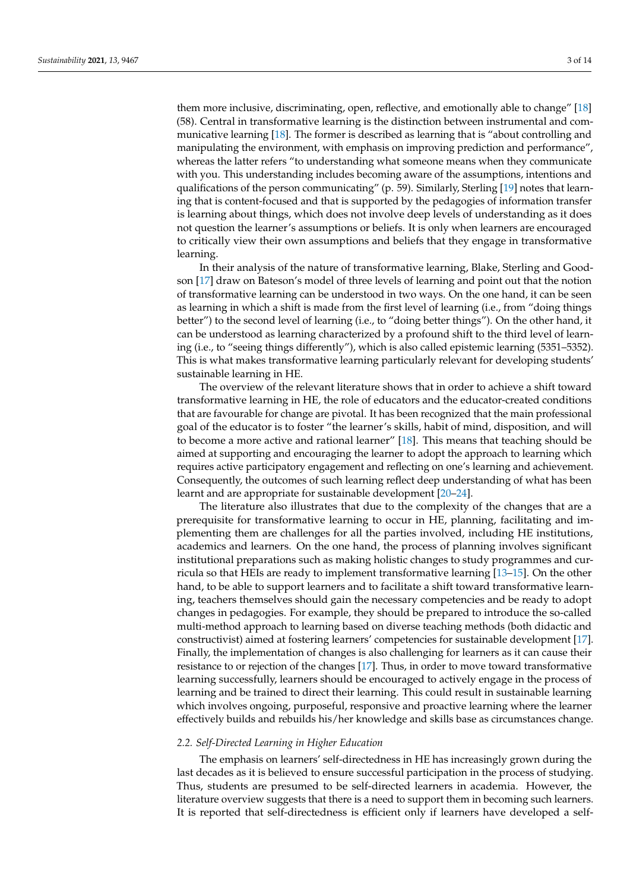them more inclusive, discriminating, open, reflective, and emotionally able to change" [18] (58). Central in transformative learning is the distinction between instrumental and communicative learning [18]. The former is described as learning that is "about controlling and manipulating the environment, with emphasis on improving prediction and performance", whereas the latter refers "to understanding what someone means when they communicate with you. This understanding includes becoming aware of the assumptions, intentions and qualifications of the person communicating" (p. 59). Similarly, Sterling [19] notes that learning that is content-focused and that is supported by the pedagogies of information transfer is learning about things, which does not involve deep levels of understanding as it does not question the learner's assumptions or beliefs. It is only when learners are encouraged to critically view their own assumptions and beliefs that they engage in transformative learning.

In their analysis of the nature of transformative learning, Blake, Sterling and Goodson [17] draw on Bateson's model of three levels of learning and point out that the notion of transformative learning can be understood in two ways. On the one hand, it can be seen as learning in which a shift is made from the first level of learning (i.e., from "doing things better") to the second level of learning (i.e., to "doing better things"). On the other hand, it can be understood as learning characterized by a profound shift to the third level of learning (i.e., to "seeing things differently"), which is also called epistemic learning (5351–5352). This is what makes transformative learning particularly relevant for developing students' sustainable learning in HE.

The overview of the relevant literature shows that in order to achieve a shift toward transformative learning in HE, the role of educators and the educator-created conditions that are favourable for change are pivotal. It has been recognized that the main professional goal of the educator is to foster "the learner's skills, habit of mind, disposition, and will to become a more active and rational learner" [18]. This means that teaching should be aimed at supporting and encouraging the learner to adopt the approach to learning which requires active participatory engagement and reflecting on one's learning and achievement. Consequently, the outcomes of such learning reflect deep understanding of what has been learnt and are appropriate for sustainable development [20–24].

The literature also illustrates that due to the complexity of the changes that are a prerequisite for transformative learning to occur in HE, planning, facilitating and implementing them are challenges for all the parties involved, including HE institutions, academics and learners. On the one hand, the process of planning involves significant institutional preparations such as making holistic changes to study programmes and curricula so that HEIs are ready to implement transformative learning [13–15]. On the other hand, to be able to support learners and to facilitate a shift toward transformative learning, teachers themselves should gain the necessary competencies and be ready to adopt changes in pedagogies. For example, they should be prepared to introduce the so-called multi-method approach to learning based on diverse teaching methods (both didactic and constructivist) aimed at fostering learners' competencies for sustainable development [17]. Finally, the implementation of changes is also challenging for learners as it can cause their resistance to or rejection of the changes [17]. Thus, in order to move toward transformative learning successfully, learners should be encouraged to actively engage in the process of learning and be trained to direct their learning. This could result in sustainable learning which involves ongoing, purposeful, responsive and proactive learning where the learner effectively builds and rebuilds his/her knowledge and skills base as circumstances change.

### *2.2. Self-Directed Learning in Higher Education*

The emphasis on learners' self-directedness in HE has increasingly grown during the last decades as it is believed to ensure successful participation in the process of studying. Thus, students are presumed to be self-directed learners in academia. However, the literature overview suggests that there is a need to support them in becoming such learners. It is reported that self-directedness is efficient only if learners have developed a self-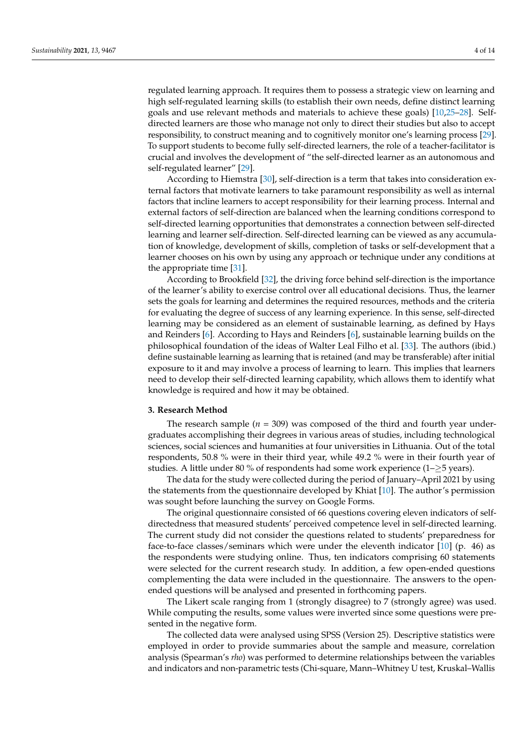regulated learning approach. It requires them to possess a strategic view on learning and high self-regulated learning skills (to establish their own needs, define distinct learning goals and use relevant methods and materials to achieve these goals) [10,25–28]. Self-directed learners are those who manage not only to direct their studies but also to accept responsibility, to construct meaning and to cognitively monitor one's learning process [29]. To support students to become fully self-directed learners, the role of a teacher-facilitator is crucial and involves the development of "the self-directed learner as an autonomous and self-regulated learner" [29].

According to Hiemstra [30], self-direction is a term that takes into consideration external factors that motivate learners to take paramount responsibility as well as internal factors that incline learners to accept responsibility for their learning process. Internal and external factors of self-direction are balanced when the learning conditions correspond to self-directed learning opportunities that demonstrates a connection between self-directed learning and learner self-direction. Self-directed learning can be viewed as any accumulation of knowledge, development of skills, completion of tasks or self-development that a learner chooses on his own by using any approach or technique under any conditions at the appropriate time [31].

According to Brookfield [32], the driving force behind self-direction is the importance of the learner's ability to exercise control over all educational decisions. Thus, the learner sets the goals for learning and determines the required resources, methods and the criteria for evaluating the degree of success of any learning experience. In this sense, self-directed learning may be considered as an element of sustainable learning, as defined by Hays and Reinders [6]. According to Hays and Reinders [6], sustainable learning builds on the philosophical foundation of the ideas of Walter Leal Filho et al. [33]. The authors (ibid.) define sustainable learning as learning that is retained (and may be transferable) after initial exposure to it and may involve a process of learning to learn. This implies that learners need to develop their self-directed learning capability, which allows them to identify what knowledge is required and how it may be obtained.

### 3. Research Method

The research sample ($n$ = 309) was composed of the third and fourth year undergraduates accomplishing their degrees in various areas of studies, including technological sciences, social sciences and humanities at four universities in Lithuania. Out of the total respondents, 50.8 % were in their third year, while 49.2 % were in their fourth year of studies. A little under 80 % of respondents had some work experience (1–$\geq$5 years).

The data for the study were collected during the period of January–April 2021 by using the statements from the questionnaire developed by Khiat [10]. The author's permission was sought before launching the survey on Google Forms.

The original questionnaire consisted of 66 questions covering eleven indicators of self-directedness that measured students' perceived competence level in self-directed learning. The current study did not consider the questions related to students' preparedness for face-to-face classes/seminars which were under the eleventh indicator [10] (p. 46) as the respondents were studying online. Thus, ten indicators comprising 60 statements were selected for the current research study. In addition, a few open-ended questions complementing the data were included in the questionnaire. The answers to the open-ended questions will be analysed and presented in forthcoming papers.

The Likert scale ranging from 1 (strongly disagree) to 7 (strongly agree) was used. While computing the results, some values were inverted since some questions were presented in the negative form.

The collected data were analysed using SPSS (Version 25). Descriptive statistics were employed in order to provide summaries about the sample and measure, correlation analysis (Spearman's *rho*) was performed to determine relationships between the variables and indicators and non-parametric tests (Chi-square, Mann–Whitney U test, Kruskal–Wallis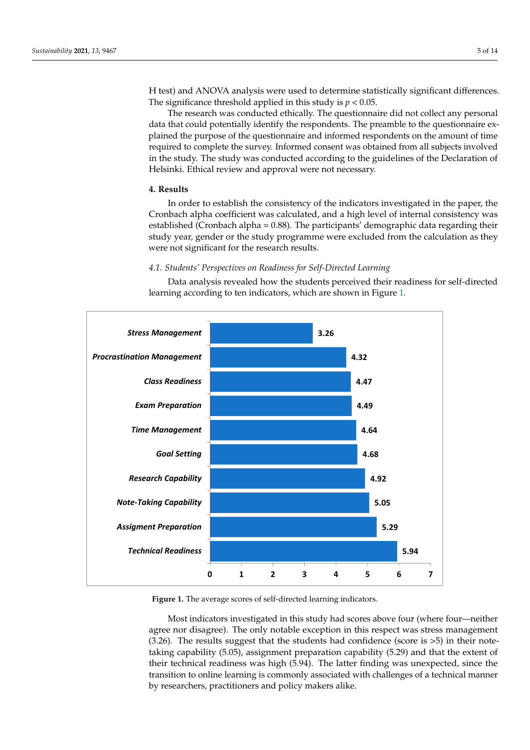H test) and ANOVA analysis were used to determine statistically significant differences. The significance threshold applied in this study is $p < 0.05$.

The research was conducted ethically. The questionnaire did not collect any personal data that could potentially identify the respondents. The preamble to the questionnaire explained the purpose of the questionnaire and informed respondents on the amount of time required to complete the survey. Informed consent was obtained from all subjects involved in the study. The study was conducted according to the guidelines of the Declaration of Helsinki. Ethical review and approval were not necessary.

## 4. Results

In order to establish the consistency of the indicators investigated in the paper, the Cronbach alpha coefficient was calculated, and a high level of internal consistency was established (Cronbach alpha = 0.88). The participants' demographic data regarding their study year, gender or the study programme were excluded from the calculation as they were not significant for the research results.

### 4.1. Students' Perspectives on Readiness for Self-Directed Learning

Data analysis revealed how the students perceived their readiness for self-directed learning according to ten indicators, which are shown in Figure 1.

| Indicator | Average score |
| --- | --- |
| Stress Management | 3.26 |
| Procrastination Management | 4.32 |
| Class Readiness | 4.47 |
| Exam Preparation | 4.49 |
| Time Management | 4.64 |
| Goal Setting | 4.68 |
| Research Capability | 4.92 |
| Note-Taking Capability | 5.05 |
| Assigment Preparation | 5.29 |
| Technical Readiness | 5.94 |

**Figure 1.** The average scores of self-directed learning indicators.

Most indicators investigated in this study had scores above four (where four—neither agree nor disagree). The only notable exception in this respect was stress management (3.26). The results suggest that the students had confidence (score is >5) in their note-taking capability (5.05), assignment preparation capability (5.29) and that the extent of their technical readiness was high (5.94). The latter finding was unexpected, since the transition to online learning is commonly associated with challenges of a technical manner by researchers, practitioners and policy makers alike.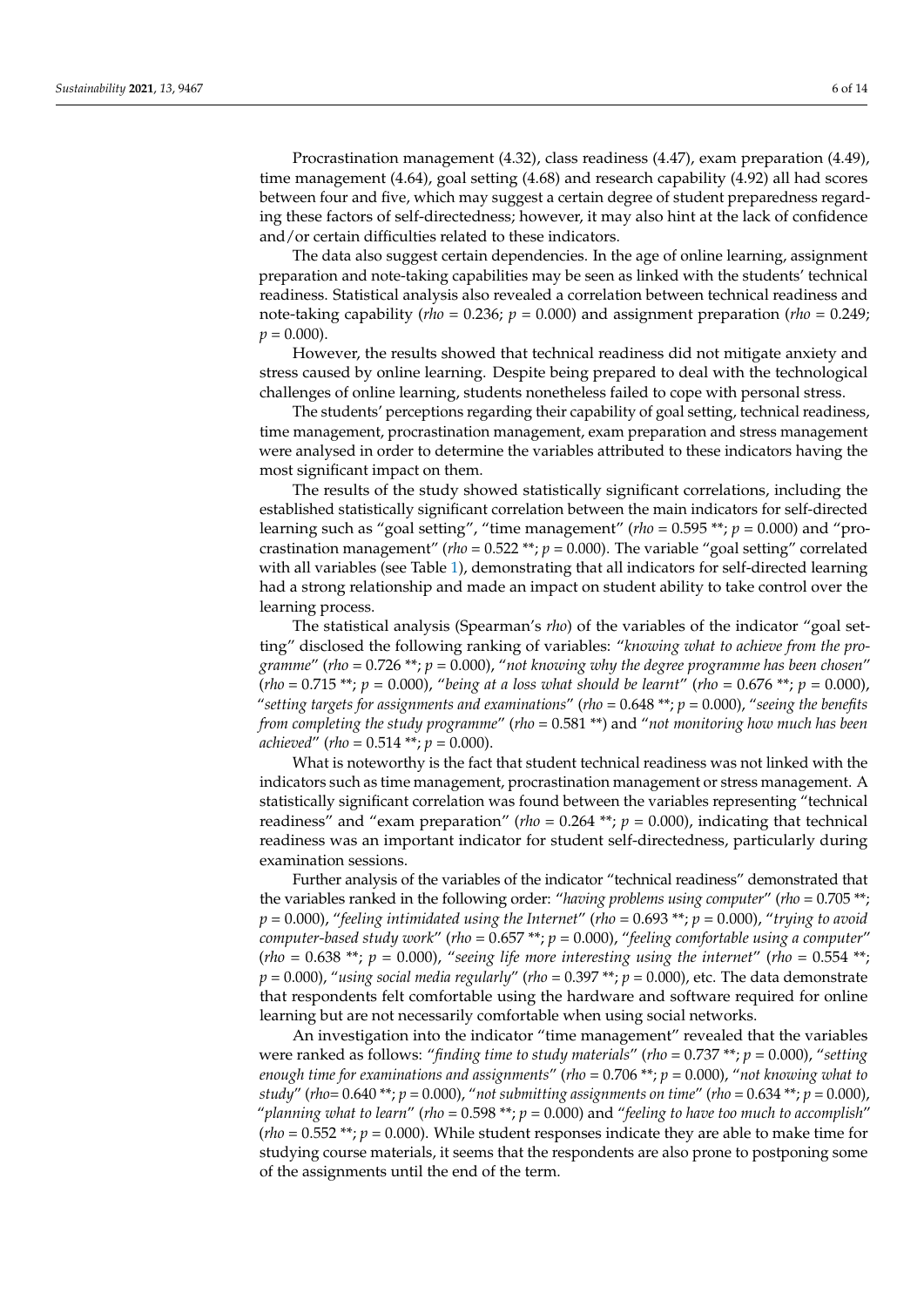Procrastination management (4.32), class readiness (4.47), exam preparation (4.49), time management (4.64), goal setting (4.68) and research capability (4.92) all had scores between four and five, which may suggest a certain degree of student preparedness regarding these factors of self-directedness; however, it may also hint at the lack of confidence and/or certain difficulties related to these indicators.

The data also suggest certain dependencies. In the age of online learning, assignment preparation and note-taking capabilities may be seen as linked with the students' technical readiness. Statistical analysis also revealed a correlation between technical readiness and note-taking capability (*rho* = 0.236; $p$ = 0.000) and assignment preparation (*rho* = 0.249; $p$ = 0.000).

However, the results showed that technical readiness did not mitigate anxiety and stress caused by online learning. Despite being prepared to deal with the technological challenges of online learning, students nonetheless failed to cope with personal stress.

The students' perceptions regarding their capability of goal setting, technical readiness, time management, procrastination management, exam preparation and stress management were analysed in order to determine the variables attributed to these indicators having the most significant impact on them.

The results of the study showed statistically significant correlations, including the established statistically significant correlation between the main indicators for self-directed learning such as "goal setting", "time management" (*rho* = 0.595 **; $p$ = 0.000) and "procrastination management" (*rho* = 0.522 **; $p$ = 0.000). The variable "goal setting" correlated with all variables (see Table 1), demonstrating that all indicators for self-directed learning had a strong relationship and made an impact on student ability to take control over the learning process.

The statistical analysis (Spearman's *rho*) of the variables of the indicator "goal setting" disclosed the following ranking of variables: "*knowing what to achieve from the programme*" (*rho* = 0.726 **; $p$ = 0.000), "*not knowing why the degree programme has been chosen*" (*rho* = 0.715 **; $p$ = 0.000), "*being at a loss what should be learnt*" (*rho* = 0.676 **; $p$ = 0.000), "*setting targets for assignments and examinations*" (*rho* = 0.648 **; $p$ = 0.000), "*seeing the benefits from completing the study programme*" (*rho* = 0.581 **) and "*not monitoring how much has been achieved*" (*rho* = 0.514 **; $p$ = 0.000).

What is noteworthy is the fact that student technical readiness was not linked with the indicators such as time management, procrastination management or stress management. A statistically significant correlation was found between the variables representing "technical readiness" and "exam preparation" (*rho* = 0.264 **; $p$ = 0.000), indicating that technical readiness was an important indicator for student self-directedness, particularly during examination sessions.

Further analysis of the variables of the indicator "technical readiness" demonstrated that the variables ranked in the following order: "*having problems using computer*" (*rho* = 0.705 **; $p$ = 0.000), "*feeling intimidated using the Internet*" (*rho* = 0.693 **; $p$ = 0.000), "*trying to avoid computer-based study work*" (*rho* = 0.657 **; $p$ = 0.000), "*feeling comfortable using a computer*" (*rho* = 0.638 **; $p$ = 0.000), "*seeing life more interesting using the internet*" (*rho* = 0.554 **; $p$ = 0.000), "*using social media regularly*" (*rho* = 0.397 **; $p$ = 0.000), etc. The data demonstrate that respondents felt comfortable using the hardware and software required for online learning but are not necessarily comfortable when using social networks.

An investigation into the indicator "time management" revealed that the variables were ranked as follows: "*finding time to study materials*" (*rho* = 0.737 **; $p$ = 0.000), "*setting enough time for examinations and assignments*" (*rho* = 0.706 **; $p$ = 0.000), "*not knowing what to study*" (*rho*= 0.640 **; $p$ = 0.000), "*not submitting assignments on time*" (*rho* = 0.634 **; $p$ = 0.000), "*planning what to learn*" (*rho* = 0.598 **; $p$ = 0.000) and "*feeling to have too much to accomplish*" (*rho* = 0.552 **; $p$ = 0.000). While student responses indicate they are able to make time for studying course materials, it seems that the respondents are also prone to postponing some of the assignments until the end of the term.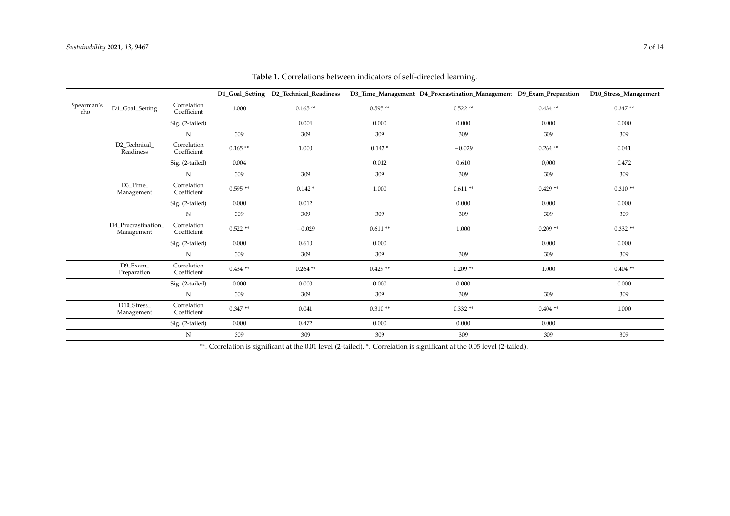**Table 1.** Correlations between indicators of self-directed learning.

| | | | D1_Goal_Setting | D2_Technical_Readiness | D3_Time_Management | D4_Procrastination_Management | D9_Exam_Preparation | D10_Stress_Management |
|---|---|---|---|---|---|---|---|---|
| Spearman's rho | D1_Goal_Setting | Correlation Coefficient | 1.000 | 0.165 ** | 0.595 ** | 0.522 ** | 0.434 ** | 0.347 ** |
| | | Sig. (2-tailed) | | 0.004 | 0.000 | 0.000 | 0.000 | 0.000 |
| | | N | 309 | 309 | 309 | 309 | 309 | 309 |
| | D2_Technical_Readiness | Correlation Coefficient | 0.165 ** | 1.000 | 0.142 * | −0.029 | 0.264 ** | 0.041 |
| | | Sig. (2-tailed) | 0.004 | | 0.012 | 0.610 | 0,000 | 0.472 |
| | | N | 309 | 309 | 309 | 309 | 309 | 309 |
| | D3_Time_Management | Correlation Coefficient | 0.595 ** | 0.142 * | 1.000 | 0.611 ** | 0.429 ** | 0.310 ** |
| | | Sig. (2-tailed) | 0.000 | 0.012 | | 0.000 | 0.000 | 0.000 |
| | | N | 309 | 309 | 309 | 309 | 309 | 309 |
| | D4_Procrastination_Management | Correlation Coefficient | 0.522 ** | −0.029 | 0.611 ** | 1.000 | 0.209 ** | 0.332 ** |
| | | Sig. (2-tailed) | 0.000 | 0.610 | 0.000 | | 0.000 | 0.000 |
| | | N | 309 | 309 | 309 | 309 | 309 | 309 |
| | D9_Exam_Preparation | Correlation Coefficient | 0.434 ** | 0.264 ** | 0.429 ** | 0.209 ** | 1.000 | 0.404 ** |
| | | Sig. (2-tailed) | 0.000 | 0.000 | 0.000 | 0.000 | | 0.000 |
| | | N | 309 | 309 | 309 | 309 | 309 | 309 |
| | D10_Stress_Management | Correlation Coefficient | 0.347 ** | 0.041 | 0.310 ** | 0.332 ** | 0.404 ** | 1.000 |
| | | Sig. (2-tailed) | 0.000 | 0.472 | 0.000 | 0.000 | 0.000 | |
| | | N | 309 | 309 | 309 | 309 | 309 | 309 |

**. Correlation is significant at the 0.01 level (2-tailed). *. Correlation is significant at the 0.05 level (2-tailed).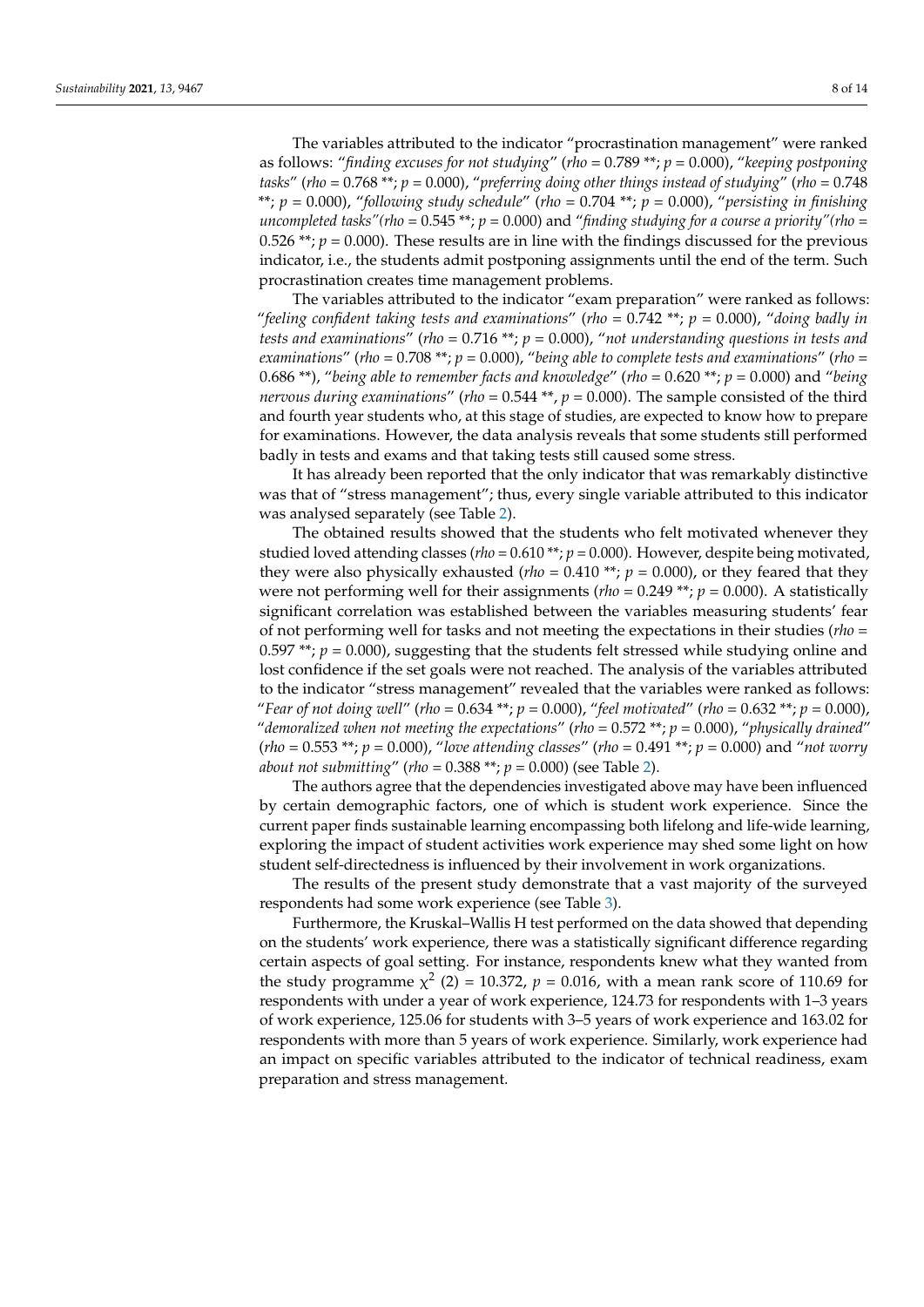The variables attributed to the indicator "procrastination management" were ranked as follows: "*finding excuses for not studying*" (*rho* = 0.789 **; *p* = 0.000), "*keeping postponing tasks*" (*rho* = 0.768 **; *p* = 0.000), "*preferring doing other things instead of studying*" (*rho* = 0.748 **; *p* = 0.000), "*following study schedule*" (*rho* = 0.704 **; *p* = 0.000), "*persisting in finishing uncompleted tasks"(rho* = 0.545 **; *p* = 0.000) and "*finding studying for a course a priority"(rho* = 0.526 **; *p* = 0.000). These results are in line with the findings discussed for the previous indicator, i.e., the students admit postponing assignments until the end of the term. Such procrastination creates time management problems.

The variables attributed to the indicator "exam preparation" were ranked as follows: "*feeling confident taking tests and examinations*" (*rho* = 0.742 **; *p* = 0.000), "*doing badly in tests and examinations*" (*rho* = 0.716 **; *p* = 0.000), "*not understanding questions in tests and examinations*" (*rho* = 0.708 **; *p* = 0.000), "*being able to complete tests and examinations*" (*rho* = 0.686 **), "*being able to remember facts and knowledge*" (*rho* = 0.620 **; *p* = 0.000) and "*being nervous during examinations*" (*rho* = 0.544 **, *p* = 0.000). The sample consisted of the third and fourth year students who, at this stage of studies, are expected to know how to prepare for examinations. However, the data analysis reveals that some students still performed badly in tests and exams and that taking tests still caused some stress.

It has already been reported that the only indicator that was remarkably distinctive was that of "stress management"; thus, every single variable attributed to this indicator was analysed separately (see Table 2).

The obtained results showed that the students who felt motivated whenever they studied loved attending classes (*rho* = 0.610 **; *p* = 0.000). However, despite being motivated, they were also physically exhausted (*rho* = 0.410 **; *p* = 0.000), or they feared that they were not performing well for their assignments (*rho* = 0.249 **; *p* = 0.000). A statistically significant correlation was established between the variables measuring students' fear of not performing well for tasks and not meeting the expectations in their studies (*rho* = 0.597 **; *p* = 0.000), suggesting that the students felt stressed while studying online and lost confidence if the set goals were not reached. The analysis of the variables attributed to the indicator "stress management" revealed that the variables were ranked as follows: "*Fear of not doing well*" (*rho* = 0.634 **; *p* = 0.000), "*feel motivated*" (*rho* = 0.632 **; *p* = 0.000), "*demoralized when not meeting the expectations*" (*rho* = 0.572 **; *p* = 0.000), "*physically drained*" (*rho* = 0.553 **; *p* = 0.000), "*love attending classes*" (*rho* = 0.491 **; *p* = 0.000) and "*not worry about not submitting*" (*rho* = 0.388 **; *p* = 0.000) (see Table 2).

The authors agree that the dependencies investigated above may have been influenced by certain demographic factors, one of which is student work experience. Since the current paper finds sustainable learning encompassing both lifelong and life-wide learning, exploring the impact of student activities work experience may shed some light on how student self-directedness is influenced by their involvement in work organizations.

The results of the present study demonstrate that a vast majority of the surveyed respondents had some work experience (see Table 3).

Furthermore, the Kruskal–Wallis H test performed on the data showed that depending on the students' work experience, there was a statistically significant difference regarding certain aspects of goal setting. For instance, respondents knew what they wanted from the study programme $\chi^2$ (2) = 10.372, *p* = 0.016, with a mean rank score of 110.69 for respondents with under a year of work experience, 124.73 for respondents with 1–3 years of work experience, 125.06 for students with 3–5 years of work experience and 163.02 for respondents with more than 5 years of work experience. Similarly, work experience had an impact on specific variables attributed to the indicator of technical readiness, exam preparation and stress management.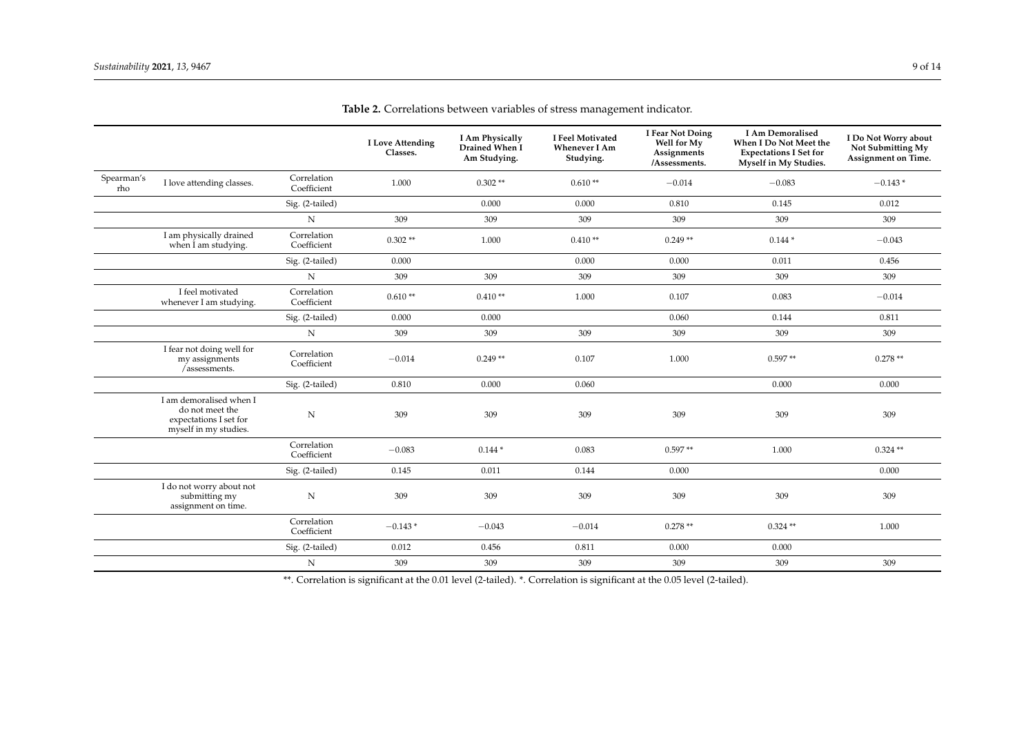**Table 2.** Correlations between variables of stress management indicator.

| | | | I Love Attending Classes. | I Am Physically Drained When I Am Studying. | I Feel Motivated Whenever I Am Studying. | I Fear Not Doing Well for My Assignments /Assessments. | I Am Demoralised When I Do Not Meet the Expectations I Set for Myself in My Studies. | I Do Not Worry about Not Submitting My Assignment on Time. |
|---|---|---|---|---|---|---|---|---|
| Spearman's rho | I love attending classes. | Correlation Coefficient | 1.000 | 0.302 ** | 0.610 ** | −0.014 | −0.083 | −0.143 * |
| | | Sig. (2-tailed) | | 0.000 | 0.000 | 0.810 | 0.145 | 0.012 |
| | | N | 309 | 309 | 309 | 309 | 309 | 309 |
| | I am physically drained when I am studying. | Correlation Coefficient | 0.302 ** | 1.000 | 0.410 ** | 0.249 ** | 0.144 * | −0.043 |
| | | Sig. (2-tailed) | 0.000 | | 0.000 | 0.000 | 0.011 | 0.456 |
| | | N | 309 | 309 | 309 | 309 | 309 | 309 |
| | I feel motivated whenever I am studying. | Correlation Coefficient | 0.610 ** | 0.410 ** | 1.000 | 0.107 | 0.083 | −0.014 |
| | | Sig. (2-tailed) | 0.000 | 0.000 | | 0.060 | 0.144 | 0.811 |
| | | N | 309 | 309 | 309 | 309 | 309 | 309 |
| | I fear not doing well for my assignments /assessments. | Correlation Coefficient | −0.014 | 0.249 ** | 0.107 | 1.000 | 0.597 ** | 0.278 ** |
| | | Sig. (2-tailed) | 0.810 | 0.000 | 0.060 | | 0.000 | 0.000 |
| | I am demoralised when I do not meet the expectations I set for myself in my studies. | N | 309 | 309 | 309 | 309 | 309 | 309 |
| | | Correlation Coefficient | −0.083 | 0.144 * | 0.083 | 0.597 ** | 1.000 | 0.324 ** |
| | | Sig. (2-tailed) | 0.145 | 0.011 | 0.144 | 0.000 | | 0.000 |
| | I do not worry about not submitting my assignment on time. | N | 309 | 309 | 309 | 309 | 309 | 309 |
| | | Correlation Coefficient | −0.143 * | −0.043 | −0.014 | 0.278 ** | 0.324 ** | 1.000 |
| | | Sig. (2-tailed) | 0.012 | 0.456 | 0.811 | 0.000 | 0.000 | |
| | | N | 309 | 309 | 309 | 309 | 309 | 309 |

**. Correlation is significant at the 0.01 level (2-tailed). *. Correlation is significant at the 0.05 level (2-tailed).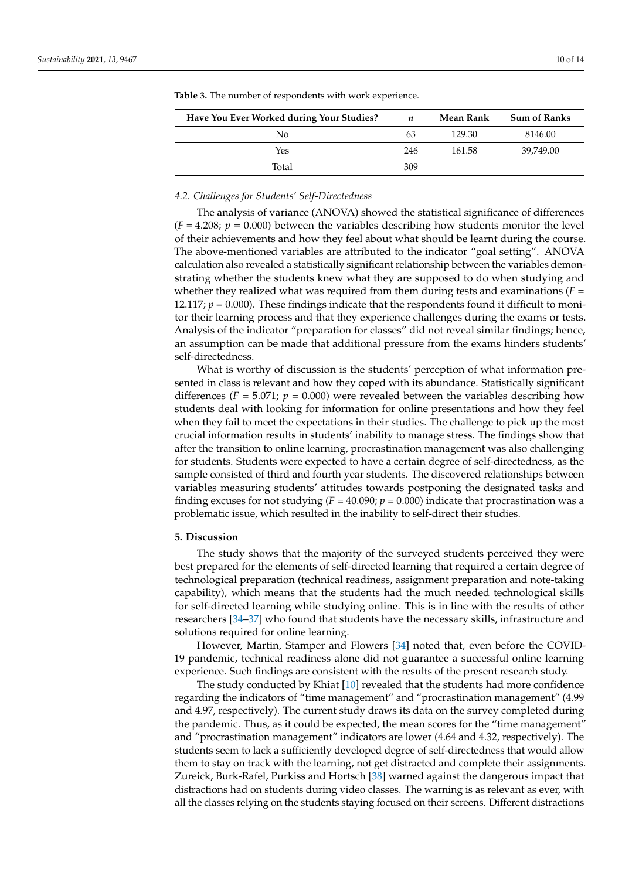**Table 3.** The number of respondents with work experience.

| Have You Ever Worked during Your Studies? | $n$ | Mean Rank | Sum of Ranks |
|---|---|---|---|
| No | 63 | 129.30 | 8146.00 |
| Yes | 246 | 161.58 | 39,749.00 |
| Total | 309 | | |

### *4.2. Challenges for Students' Self-Directedness*

The analysis of variance (ANOVA) showed the statistical significance of differences ($F = 4.208$; $p = 0.000$) between the variables describing how students monitor the level of their achievements and how they feel about what should be learnt during the course. The above-mentioned variables are attributed to the indicator "goal setting". ANOVA calculation also revealed a statistically significant relationship between the variables demonstrating whether the students knew what they are supposed to do when studying and whether they realized what was required from them during tests and examinations ($F = 12.117$; $p = 0.000$). These findings indicate that the respondents found it difficult to monitor their learning process and that they experience challenges during the exams or tests. Analysis of the indicator "preparation for classes" did not reveal similar findings; hence, an assumption can be made that additional pressure from the exams hinders students' self-directedness.

What is worthy of discussion is the students' perception of what information presented in class is relevant and how they coped with its abundance. Statistically significant differences ($F = 5.071$; $p = 0.000$) were revealed between the variables describing how students deal with looking for information for online presentations and how they feel when they fail to meet the expectations in their studies. The challenge to pick up the most crucial information results in students' inability to manage stress. The findings show that after the transition to online learning, procrastination management was also challenging for students. Students were expected to have a certain degree of self-directedness, as the sample consisted of third and fourth year students. The discovered relationships between variables measuring students' attitudes towards postponing the designated tasks and finding excuses for not studying ($F = 40.090$; $p = 0.000$) indicate that procrastination was a problematic issue, which resulted in the inability to self-direct their studies.

## 5. Discussion

The study shows that the majority of the surveyed students perceived they were best prepared for the elements of self-directed learning that required a certain degree of technological preparation (technical readiness, assignment preparation and note-taking capability), which means that the students had the much needed technological skills for self-directed learning while studying online. This is in line with the results of other researchers [34–37] who found that students have the necessary skills, infrastructure and solutions required for online learning.

However, Martin, Stamper and Flowers [34] noted that, even before the COVID-19 pandemic, technical readiness alone did not guarantee a successful online learning experience. Such findings are consistent with the results of the present research study.

The study conducted by Khiat [10] revealed that the students had more confidence regarding the indicators of "time management" and "procrastination management" (4.99 and 4.97, respectively). The current study draws its data on the survey completed during the pandemic. Thus, as it could be expected, the mean scores for the "time management" and "procrastination management" indicators are lower (4.64 and 4.32, respectively). The students seem to lack a sufficiently developed degree of self-directedness that would allow them to stay on track with the learning, not get distracted and complete their assignments. Zureick, Burk-Rafel, Purkiss and Hortsch [38] warned against the dangerous impact that distractions had on students during video classes. The warning is as relevant as ever, with all the classes relying on the students staying focused on their screens. Different distractions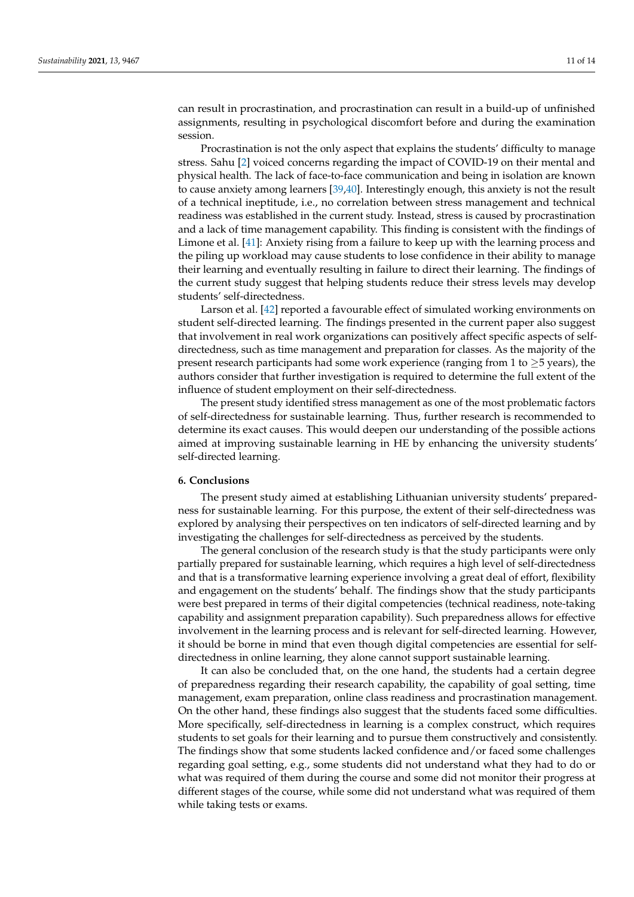can result in procrastination, and procrastination can result in a build-up of unfinished assignments, resulting in psychological discomfort before and during the examination session.

Procrastination is not the only aspect that explains the students' difficulty to manage stress. Sahu [2] voiced concerns regarding the impact of COVID-19 on their mental and physical health. The lack of face-to-face communication and being in isolation are known to cause anxiety among learners [39,40]. Interestingly enough, this anxiety is not the result of a technical ineptitude, i.e., no correlation between stress management and technical readiness was established in the current study. Instead, stress is caused by procrastination and a lack of time management capability. This finding is consistent with the findings of Limone et al. [41]: Anxiety rising from a failure to keep up with the learning process and the piling up workload may cause students to lose confidence in their ability to manage their learning and eventually resulting in failure to direct their learning. The findings of the current study suggest that helping students reduce their stress levels may develop students' self-directedness.

Larson et al. [42] reported a favourable effect of simulated working environments on student self-directed learning. The findings presented in the current paper also suggest that involvement in real work organizations can positively affect specific aspects of self-directedness, such as time management and preparation for classes. As the majority of the present research participants had some work experience (ranging from 1 to $\geq$5 years), the authors consider that further investigation is required to determine the full extent of the influence of student employment on their self-directedness.

The present study identified stress management as one of the most problematic factors of self-directedness for sustainable learning. Thus, further research is recommended to determine its exact causes. This would deepen our understanding of the possible actions aimed at improving sustainable learning in HE by enhancing the university students' self-directed learning.

## 6. Conclusions

The present study aimed at establishing Lithuanian university students' preparedness for sustainable learning. For this purpose, the extent of their self-directedness was explored by analysing their perspectives on ten indicators of self-directed learning and by investigating the challenges for self-directedness as perceived by the students.

The general conclusion of the research study is that the study participants were only partially prepared for sustainable learning, which requires a high level of self-directedness and that is a transformative learning experience involving a great deal of effort, flexibility and engagement on the students' behalf. The findings show that the study participants were best prepared in terms of their digital competencies (technical readiness, note-taking capability and assignment preparation capability). Such preparedness allows for effective involvement in the learning process and is relevant for self-directed learning. However, it should be borne in mind that even though digital competencies are essential for self-directedness in online learning, they alone cannot support sustainable learning.

It can also be concluded that, on the one hand, the students had a certain degree of preparedness regarding their research capability, the capability of goal setting, time management, exam preparation, online class readiness and procrastination management. On the other hand, these findings also suggest that the students faced some difficulties. More specifically, self-directedness in learning is a complex construct, which requires students to set goals for their learning and to pursue them constructively and consistently. The findings show that some students lacked confidence and/or faced some challenges regarding goal setting, e.g., some students did not understand what they had to do or what was required of them during the course and some did not monitor their progress at different stages of the course, while some did not understand what was required of them while taking tests or exams.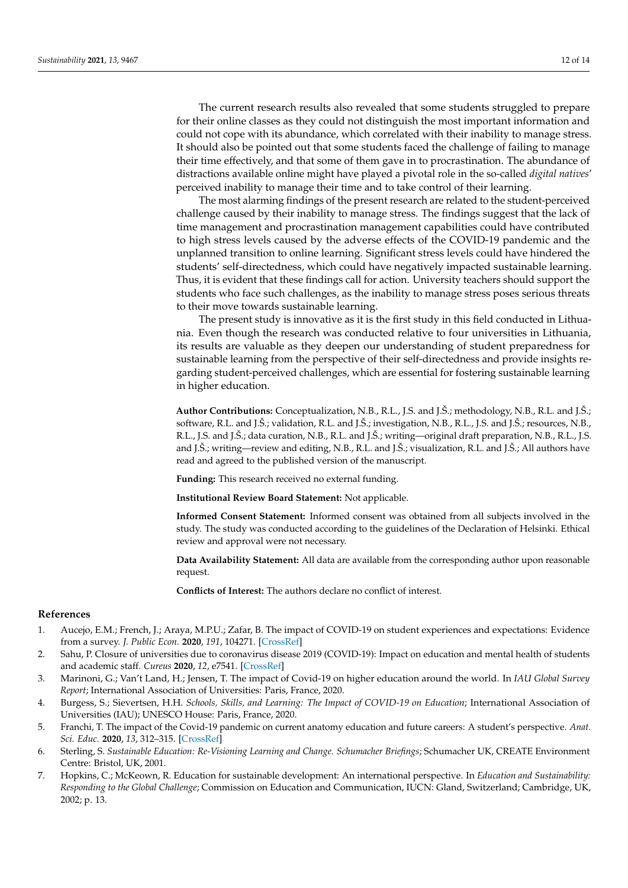The current research results also revealed that some students struggled to prepare for their online classes as they could not distinguish the most important information and could not cope with its abundance, which correlated with their inability to manage stress. It should also be pointed out that some students faced the challenge of failing to manage their time effectively, and that some of them gave in to procrastination. The abundance of distractions available online might have played a pivotal role in the so-called *digital natives*' perceived inability to manage their time and to take control of their learning.

The most alarming findings of the present research are related to the student-perceived challenge caused by their inability to manage stress. The findings suggest that the lack of time management and procrastination management capabilities could have contributed to high stress levels caused by the adverse effects of the COVID-19 pandemic and the unplanned transition to online learning. Significant stress levels could have hindered the students' self-directedness, which could have negatively impacted sustainable learning. Thus, it is evident that these findings call for action. University teachers should support the students who face such challenges, as the inability to manage stress poses serious threats to their move towards sustainable learning.

The present study is innovative as it is the first study in this field conducted in Lithuania. Even though the research was conducted relative to four universities in Lithuania, its results are valuable as they deepen our understanding of student preparedness for sustainable learning from the perspective of their self-directedness and provide insights regarding student-perceived challenges, which are essential for fostering sustainable learning in higher education.

**Author Contributions:** Conceptualization, N.B., R.L., J.S. and J.Š.; methodology, N.B., R.L. and J.Š.; software, R.L. and J.Š.; validation, R.L. and J.Š.; investigation, N.B., R.L., J.S. and J.Š.; resources, N.B., R.L., J.S. and J.Š.; data curation, N.B., R.L. and J.Š.; writing—original draft preparation, N.B., R.L., J.S. and J.Š.; writing—review and editing, N.B., R.L. and J.Š.; visualization, R.L. and J.Š.; All authors have read and agreed to the published version of the manuscript.

**Funding:** This research received no external funding.

**Institutional Review Board Statement:** Not applicable.

**Informed Consent Statement:** Informed consent was obtained from all subjects involved in the study. The study was conducted according to the guidelines of the Declaration of Helsinki. Ethical review and approval were not necessary.

**Data Availability Statement:** All data are available from the corresponding author upon reasonable request.

**Conflicts of Interest:** The authors declare no conflict of interest.

## References

1. Aucejo, E.M.; French, J.; Araya, M.P.U.; Zafar, B. The impact of COVID-19 on student experiences and expectations: Evidence from a survey. *J. Public Econ.* **2020**, *191*, 104271. [CrossRef]
2. Sahu, P. Closure of universities due to coronavirus disease 2019 (COVID-19): Impact on education and mental health of students and academic staff. *Cureus* **2020**, *12*, e7541. [CrossRef]
3. Marinoni, G.; Van't Land, H.; Jensen, T. The impact of Covid-19 on higher education around the world. In *IAU Global Survey Report*; International Association of Universities: Paris, France, 2020.
4. Burgess, S.; Sievertsen, H.H. *Schools, Skills, and Learning: The Impact of COVID-19 on Education*; International Association of Universities (IAU); UNESCO House: Paris, France, 2020.
5. Franchi, T. The impact of the Covid-19 pandemic on current anatomy education and future careers: A student's perspective. *Anat. Sci. Educ.* **2020**, *13*, 312–315. [CrossRef]
6. Sterling, S. *Sustainable Education: Re-Visioning Learning and Change. Schumacher Briefings*; Schumacher UK, CREATE Environment Centre: Bristol, UK, 2001.
7. Hopkins, C.; McKeown, R. Education for sustainable development: An international perspective. In *Education and Sustainability: Responding to the Global Challenge*; Commission on Education and Communication, IUCN: Gland, Switzerland; Cambridge, UK, 2002; p. 13.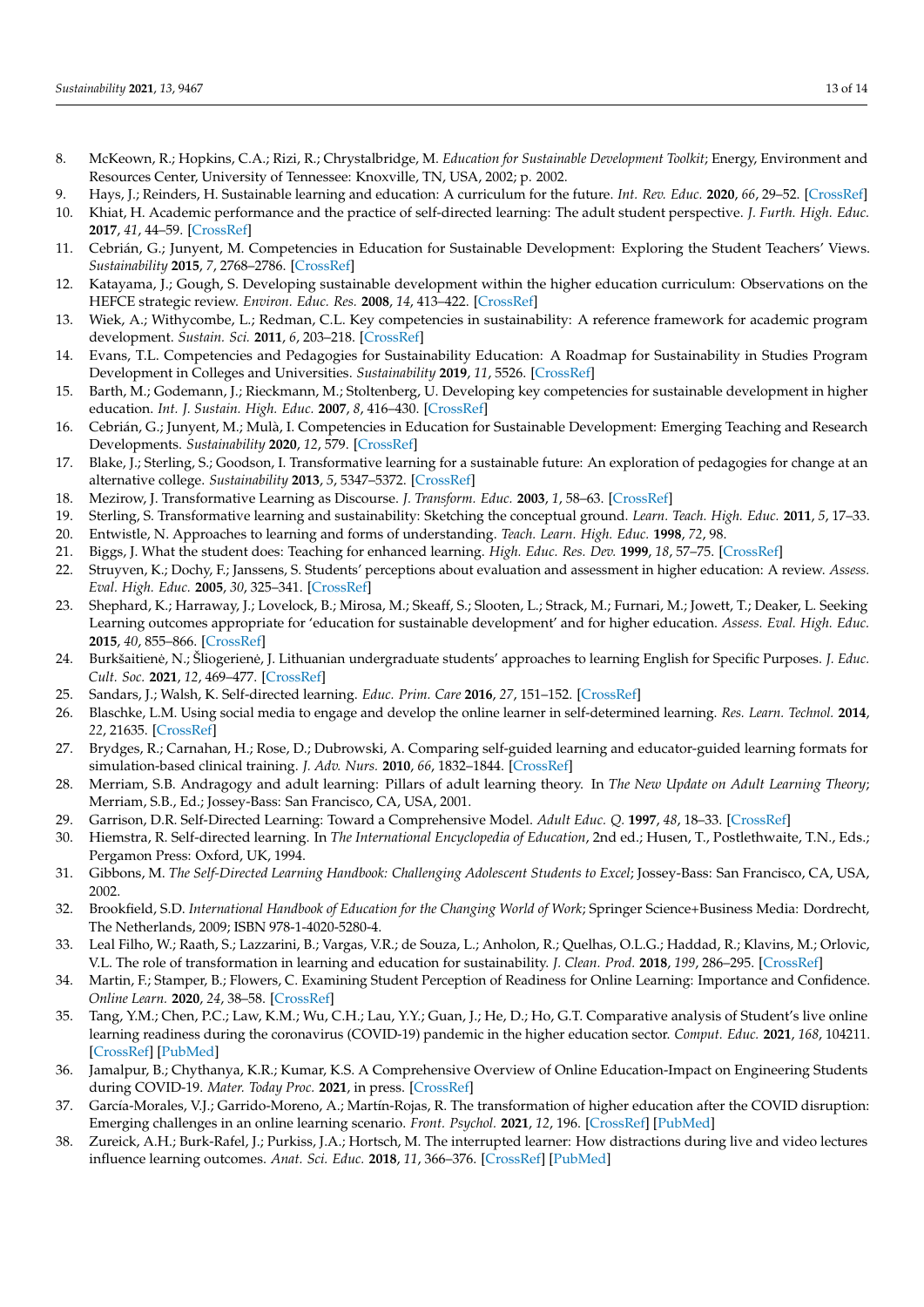8. McKeown, R.; Hopkins, C.A.; Rizi, R.; Chrystalbridge, M. *Education for Sustainable Development Toolkit*; Energy, Environment and Resources Center, University of Tennessee: Knoxville, TN, USA, 2002; p. 2002.
9. Hays, J.; Reinders, H. Sustainable learning and education: A curriculum for the future. *Int. Rev. Educ.* **2020**, *66*, 29–52. [CrossRef]
10. Khiat, H. Academic performance and the practice of self-directed learning: The adult student perspective. *J. Furth. High. Educ.* **2017**, *41*, 44–59. [CrossRef]
11. Cebrián, G.; Junyent, M. Competencies in Education for Sustainable Development: Exploring the Student Teachers' Views. *Sustainability* **2015**, *7*, 2768–2786. [CrossRef]
12. Katayama, J.; Gough, S. Developing sustainable development within the higher education curriculum: Observations on the HEFCE strategic review. *Environ. Educ. Res.* **2008**, *14*, 413–422. [CrossRef]
13. Wiek, A.; Withycombe, L.; Redman, C.L. Key competencies in sustainability: A reference framework for academic program development. *Sustain. Sci.* **2011**, *6*, 203–218. [CrossRef]
14. Evans, T.L. Competencies and Pedagogies for Sustainability Education: A Roadmap for Sustainability in Studies Program Development in Colleges and Universities. *Sustainability* **2019**, *11*, 5526. [CrossRef]
15. Barth, M.; Godemann, J.; Rieckmann, M.; Stoltenberg, U. Developing key competencies for sustainable development in higher education. *Int. J. Sustain. High. Educ.* **2007**, *8*, 416–430. [CrossRef]
16. Cebrián, G.; Junyent, M.; Mulà, I. Competencies in Education for Sustainable Development: Emerging Teaching and Research Developments. *Sustainability* **2020**, *12*, 579. [CrossRef]
17. Blake, J.; Sterling, S.; Goodson, I. Transformative learning for a sustainable future: An exploration of pedagogies for change at an alternative college. *Sustainability* **2013**, *5*, 5347–5372. [CrossRef]
18. Mezirow, J. Transformative Learning as Discourse. *J. Transform. Educ.* **2003**, *1*, 58–63. [CrossRef]
19. Sterling, S. Transformative learning and sustainability: Sketching the conceptual ground. *Learn. Teach. High. Educ.* **2011**, *5*, 17–33.
20. Entwistle, N. Approaches to learning and forms of understanding. *Teach. Learn. High. Educ.* **1998**, *72*, 98.
21. Biggs, J. What the student does: Teaching for enhanced learning. *High. Educ. Res. Dev.* **1999**, *18*, 57–75. [CrossRef]
22. Struyven, K.; Dochy, F.; Janssens, S. Students' perceptions about evaluation and assessment in higher education: A review. *Assess. Eval. High. Educ.* **2005**, *30*, 325–341. [CrossRef]
23. Shephard, K.; Harraway, J.; Lovelock, B.; Mirosa, M.; Skeaff, S.; Slooten, L.; Strack, M.; Furnari, M.; Jowett, T.; Deaker, L. Seeking Learning outcomes appropriate for 'education for sustainable development' and for higher education. *Assess. Eval. High. Educ.* **2015**, *40*, 855–866. [CrossRef]
24. Burkšaitienė, N.; Šliogerienė, J. Lithuanian undergraduate students' approaches to learning English for Specific Purposes. *J. Educ. Cult. Soc.* **2021**, *12*, 469–477. [CrossRef]
25. Sandars, J.; Walsh, K. Self-directed learning. *Educ. Prim. Care* **2016**, *27*, 151–152. [CrossRef]
26. Blaschke, L.M. Using social media to engage and develop the online learner in self-determined learning. *Res. Learn. Technol.* **2014**, *22*, 21635. [CrossRef]
27. Brydges, R.; Carnahan, H.; Rose, D.; Dubrowski, A. Comparing self-guided learning and educator-guided learning formats for simulation-based clinical training. *J. Adv. Nurs.* **2010**, *66*, 1832–1844. [CrossRef]
28. Merriam, S.B. Andragogy and adult learning: Pillars of adult learning theory. In *The New Update on Adult Learning Theory*; Merriam, S.B., Ed.; Jossey-Bass: San Francisco, CA, USA, 2001.
29. Garrison, D.R. Self-Directed Learning: Toward a Comprehensive Model. *Adult Educ. Q.* **1997**, *48*, 18–33. [CrossRef]
30. Hiemstra, R. Self-directed learning. In *The International Encyclopedia of Education*, 2nd ed.; Husen, T., Postlethwaite, T.N., Eds.; Pergamon Press: Oxford, UK, 1994.
31. Gibbons, M. *The Self-Directed Learning Handbook: Challenging Adolescent Students to Excel*; Jossey-Bass: San Francisco, CA, USA, 2002.
32. Brookfield, S.D. *International Handbook of Education for the Changing World of Work*; Springer Science+Business Media: Dordrecht, The Netherlands, 2009; ISBN 978-1-4020-5280-4.
33. Leal Filho, W.; Raath, S.; Lazzarini, B.; Vargas, V.R.; de Souza, L.; Anholon, R.; Quelhas, O.L.G.; Haddad, R.; Klavins, M.; Orlovic, V.L. The role of transformation in learning and education for sustainability. *J. Clean. Prod.* **2018**, *199*, 286–295. [CrossRef]
34. Martin, F.; Stamper, B.; Flowers, C. Examining Student Perception of Readiness for Online Learning: Importance and Confidence. *Online Learn.* **2020**, *24*, 38–58. [CrossRef]
35. Tang, Y.M.; Chen, P.C.; Law, K.M.; Wu, C.H.; Lau, Y.Y.; Guan, J.; He, D.; Ho, G.T. Comparative analysis of Student's live online learning readiness during the coronavirus (COVID-19) pandemic in the higher education sector. *Comput. Educ.* **2021**, *168*, 104211. [CrossRef] [PubMed]
36. Jamalpur, B.; Chythanya, K.R.; Kumar, K.S. A Comprehensive Overview of Online Education-Impact on Engineering Students during COVID-19. *Mater. Today Proc.* **2021**, in press. [CrossRef]
37. García-Morales, V.J.; Garrido-Moreno, A.; Martín-Rojas, R. The transformation of higher education after the COVID disruption: Emerging challenges in an online learning scenario. *Front. Psychol.* **2021**, *12*, 196. [CrossRef] [PubMed]
38. Zureick, A.H.; Burk-Rafel, J.; Purkiss, J.A.; Hortsch, M. The interrupted learner: How distractions during live and video lectures influence learning outcomes. *Anat. Sci. Educ.* **2018**, *11*, 366–376. [CrossRef] [PubMed]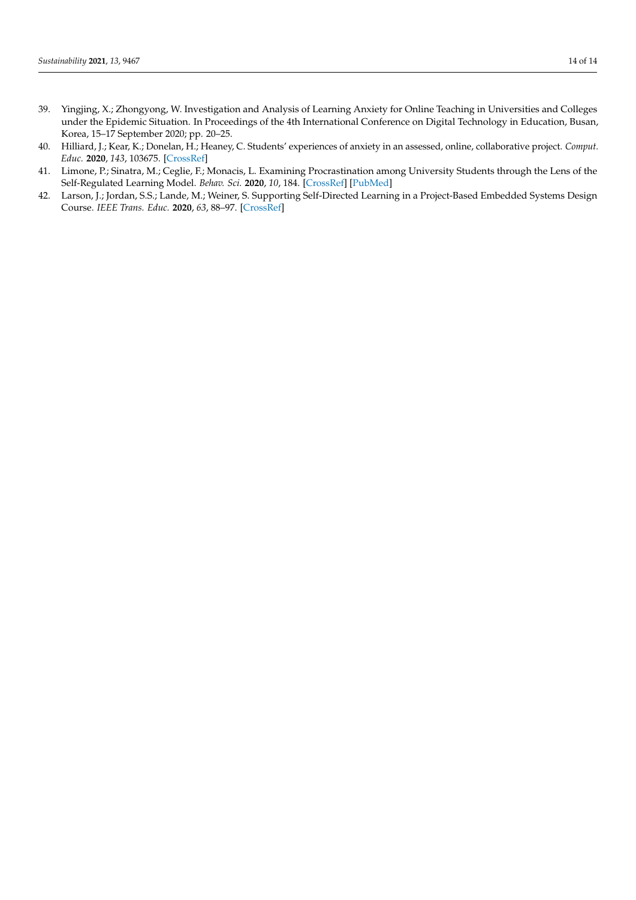39. Yingjing, X.; Zhongyong, W. Investigation and Analysis of Learning Anxiety for Online Teaching in Universities and Colleges under the Epidemic Situation. In Proceedings of the 4th International Conference on Digital Technology in Education, Busan, Korea, 15–17 September 2020; pp. 20–25.
40. Hilliard, J.; Kear, K.; Donelan, H.; Heaney, C. Students' experiences of anxiety in an assessed, online, collaborative project. *Comput. Educ.* **2020**, *143*, 103675. [CrossRef]
41. Limone, P.; Sinatra, M.; Ceglie, F.; Monacis, L. Examining Procrastination among University Students through the Lens of the Self-Regulated Learning Model. *Behav. Sci.* **2020**, *10*, 184. [CrossRef] [PubMed]
42. Larson, J.; Jordan, S.S.; Lande, M.; Weiner, S. Supporting Self-Directed Learning in a Project-Based Embedded Systems Design Course. *IEEE Trans. Educ.* **2020**, *63*, 88–97. [CrossRef]